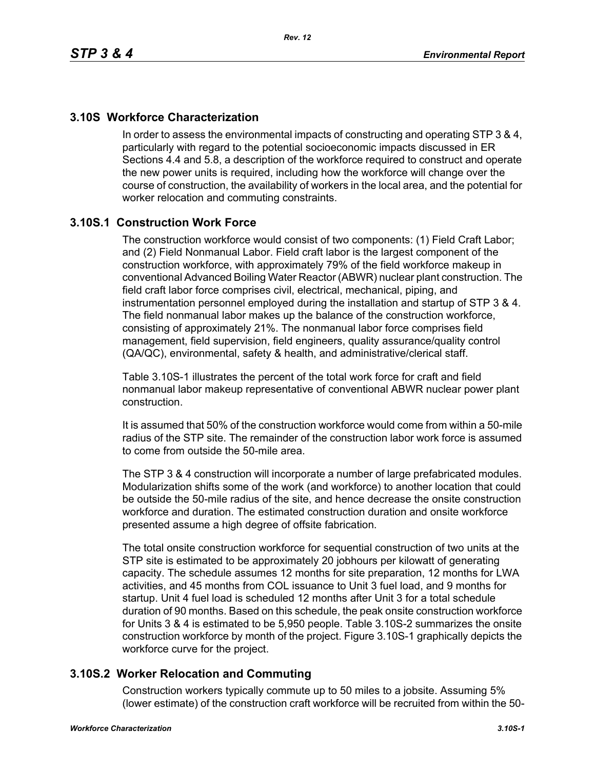## 3.10S Workforce Characterization

In order to assess the environmental impacts of constructing and operating STP 3 & 4, particularly with regard to the potential socioeconomic impacts discussed in ER Sections 4.4 and 5.8, a description of the workforce required to construct and operate the new power units is required, including how the workforce will change over the course of construction, the availability of workers in the local area, and the potential for worker relocation and commuting constraints.

### 3.10S.1 Construction Work Force

The construction workforce would consist of two components: (1) Field Craft Labor; and (2) Field Nonmanual Labor. Field craft labor is the largest component of the construction workforce, with approximately 79% of the field workforce makeup in conventional Advanced Boiling Water Reactor (ABWR) nuclear plant construction. The field craft labor force comprises civil, electrical, mechanical, piping, and instrumentation personnel employed during the installation and startup of STP 3 & 4. The field nonmanual labor makes up the balance of the construction workforce, consisting of approximately 21%. The nonmanual labor force comprises field management, field supervision, field engineers, quality assurance/quality control (QA/QC), environmental, safety & health, and administrative/clerical staff.

Table 3.10S-1 illustrates the percent of the total work force for craft and field nonmanual labor makeup representative of conventional ABWR nuclear power plant construction.

It is assumed that 50% of the construction workforce would come from within a 50-mile radius of the STP site. The remainder of the construction labor work force is assumed to come from outside the 50-mile area.

The STP 3 & 4 construction will incorporate a number of large prefabricated modules. Modularization shifts some of the work (and workforce) to another location that could be outside the 50-mile radius of the site, and hence decrease the onsite construction workforce and duration. The estimated construction duration and onsite workforce presented assume a high degree of offsite fabrication.

The total onsite construction workforce for sequential construction of two units at the STP site is estimated to be approximately 20 jobhours per kilowatt of generating capacity. The schedule assumes 12 months for site preparation, 12 months for LWA activities, and 45 months from COL issuance to Unit 3 fuel load, and 9 months for startup. Unit 4 fuel load is scheduled 12 months after Unit 3 for a total schedule duration of 90 months. Based on this schedule, the peak onsite construction workforce for Units 3 & 4 is estimated to be 5,950 people. Table 3.10S-2 summarizes the onsite construction workforce by month of the project. Figure 3.10S-1 graphically depicts the workforce curve for the project.

### 3.10S.2 Worker Relocation and Commuting

Construction workers typically commute up to 50 miles to a jobsite. Assuming 5% (lower estimate) of the construction craft workforce will be recruited from within the 50-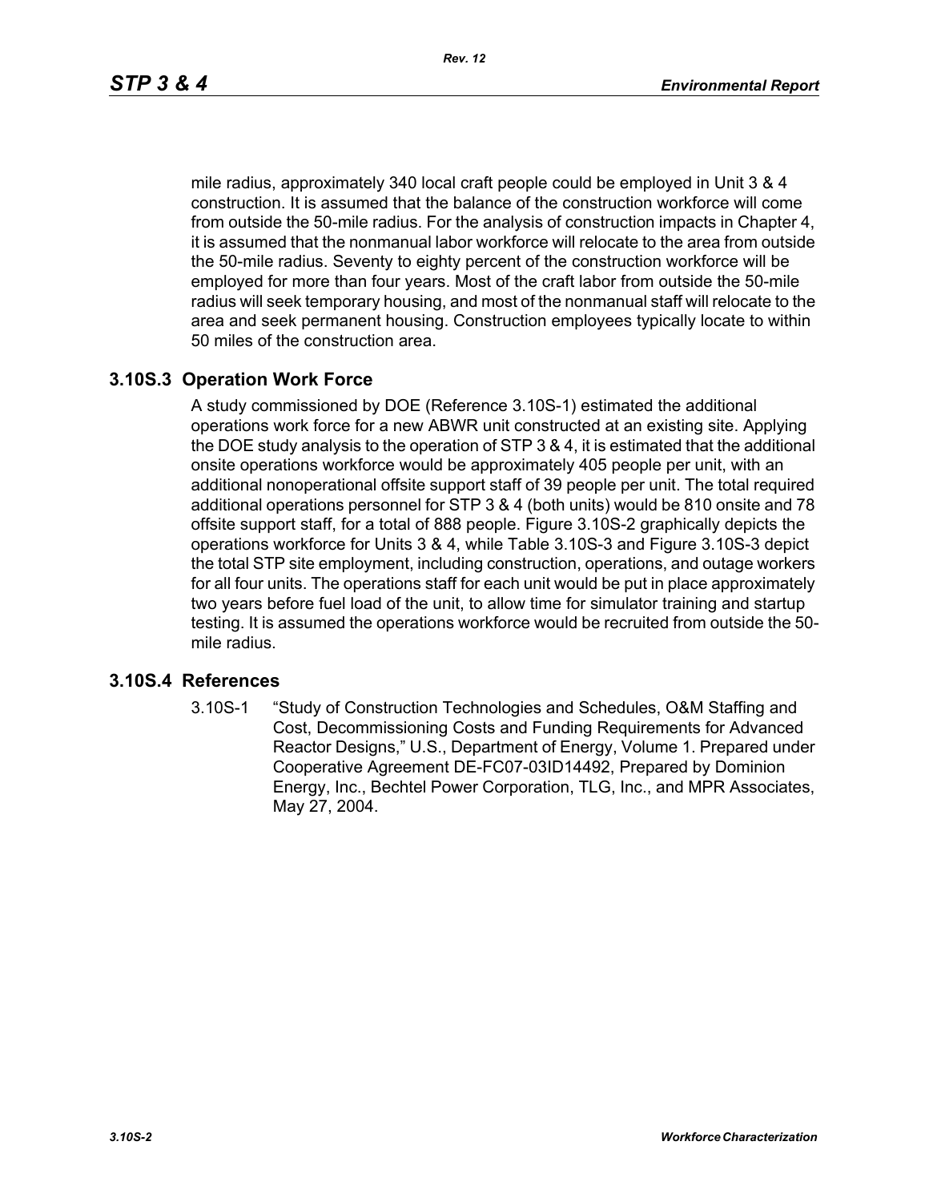mile radius, approximately 340 local craft people could be employed in Unit 3 & 4 construction. It is assumed that the balance of the construction workforce will come from outside the 50-mile radius. For the analysis of construction impacts in Chapter 4, it is assumed that the nonmanual labor workforce will relocate to the area from outside the 50-mile radius. Seventy to eighty percent of the construction workforce will be employed for more than four years. Most of the craft labor from outside the 50-mile radius will seek temporary housing, and most of the nonmanual staff will relocate to the area and seek permanent housing. Construction employees typically locate to within 50 miles of the construction area.

## 3.10S.3 Operation Work Force

A study commissioned by DOE (Reference 3.10S-1) estimated the additional operations work force for a new ABWR unit constructed at an existing site. Applying the DOE study analysis to the operation of STP 3 & 4, it is estimated that the additional onsite operations workforce would be approximately 405 people per unit, with an additional nonoperational offsite support staff of 39 people per unit. The total required additional operations personnel for STP 3 & 4 (both units) would be 810 onsite and 78 offsite support staff, for a total of 888 people. Figure 3.10S-2 graphically depicts the operations workforce for Units 3 & 4, while Table 3.10S-3 and Figure 3.10S-3 depict the total STP site employment, including construction, operations, and outage workers for all four units. The operations staff for each unit would be put in place approximately two years before fuel load of the unit, to allow time for simulator training and startup testing. It is assumed the operations workforce would be recruited from outside the 50-mile radius.

## 3.10S.4 References

3.10S-1 "Study of Construction Technologies and Schedules, O&M Staffing and Cost, Decommissioning Costs and Funding Requirements for Advanced Reactor Designs," U.S., Department of Energy, Volume 1. Prepared under Cooperative Agreement DE-FC07-03ID14492, Prepared by Dominion Energy, Inc., Bechtel Power Corporation, TLG, Inc., and MPR Associates, May 27, 2004.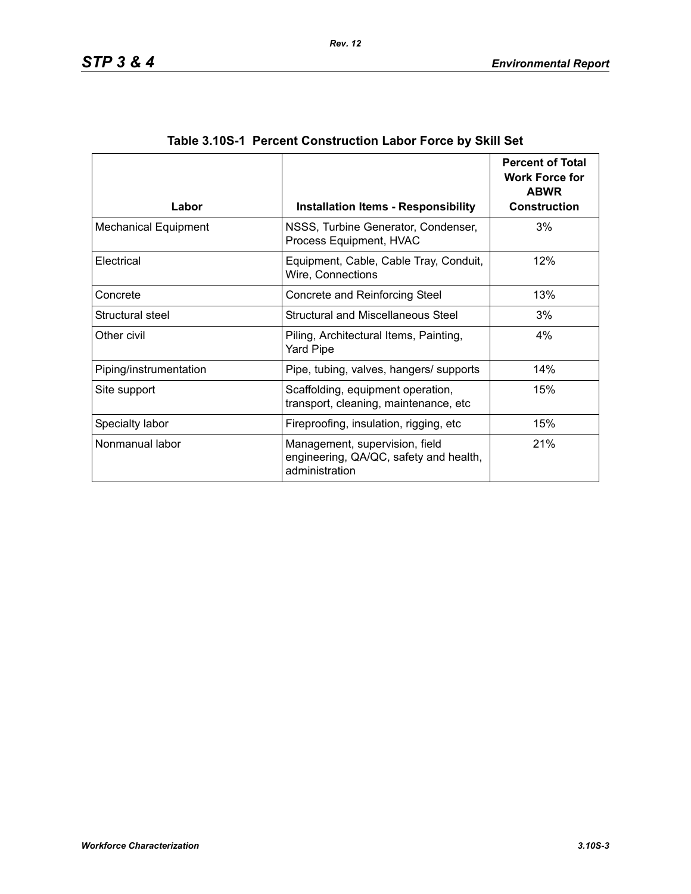**Table 3.10S-1 Percent Construction Labor Force by Skill Set**

| Labor | Installation Items - Responsibility | Percent of Total Work Force for ABWR Construction |
|---|---|---|
| Mechanical Equipment | NSSS, Turbine Generator, Condenser, Process Equipment, HVAC | 3% |
| Electrical | Equipment, Cable, Cable Tray, Conduit, Wire, Connections | 12% |
| Concrete | Concrete and Reinforcing Steel | 13% |
| Structural steel | Structural and Miscellaneous Steel | 3% |
| Other civil | Piling, Architectural Items, Painting, Yard Pipe | 4% |
| Piping/instrumentation | Pipe, tubing, valves, hangers/ supports | 14% |
| Site support | Scaffolding, equipment operation, transport, cleaning, maintenance, etc | 15% |
| Specialty labor | Fireproofing, insulation, rigging, etc | 15% |
| Nonmanual labor | Management, supervision, field engineering, QA/QC, safety and health, administration | 21% |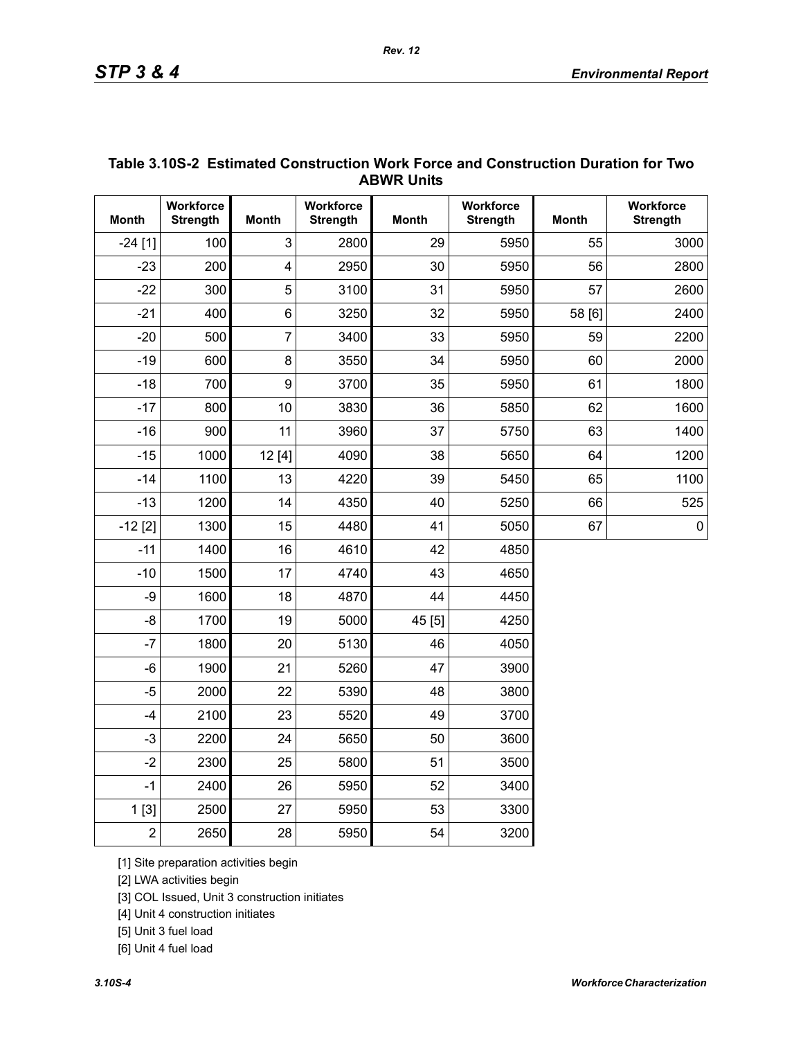**Table 3.10S-2 Estimated Construction Work Force and Construction Duration for Two ABWR Units**

| Month | Workforce Strength | Month | Workforce Strength | Month | Workforce Strength | Month | Workforce Strength |
|---|---|---|---|---|---|---|---|
| -24 [1] | 100 | 3 | 2800 | 29 | 5950 | 55 | 3000 |
| -23 | 200 | 4 | 2950 | 30 | 5950 | 56 | 2800 |
| -22 | 300 | 5 | 3100 | 31 | 5950 | 57 | 2600 |
| -21 | 400 | 6 | 3250 | 32 | 5950 | 58 [6] | 2400 |
| -20 | 500 | 7 | 3400 | 33 | 5950 | 59 | 2200 |
| -19 | 600 | 8 | 3550 | 34 | 5950 | 60 | 2000 |
| -18 | 700 | 9 | 3700 | 35 | 5950 | 61 | 1800 |
| -17 | 800 | 10 | 3830 | 36 | 5850 | 62 | 1600 |
| -16 | 900 | 11 | 3960 | 37 | 5750 | 63 | 1400 |
| -15 | 1000 | 12 [4] | 4090 | 38 | 5650 | 64 | 1200 |
| -14 | 1100 | 13 | 4220 | 39 | 5450 | 65 | 1100 |
| -13 | 1200 | 14 | 4350 | 40 | 5250 | 66 | 525 |
| -12 [2] | 1300 | 15 | 4480 | 41 | 5050 | 67 | 0 |
| -11 | 1400 | 16 | 4610 | 42 | 4850 | | |
| -10 | 1500 | 17 | 4740 | 43 | 4650 | | |
| -9 | 1600 | 18 | 4870 | 44 | 4450 | | |
| -8 | 1700 | 19 | 5000 | 45 [5] | 4250 | | |
| -7 | 1800 | 20 | 5130 | 46 | 4050 | | |
| -6 | 1900 | 21 | 5260 | 47 | 3900 | | |
| -5 | 2000 | 22 | 5390 | 48 | 3800 | | |
| -4 | 2100 | 23 | 5520 | 49 | 3700 | | |
| -3 | 2200 | 24 | 5650 | 50 | 3600 | | |
| -2 | 2300 | 25 | 5800 | 51 | 3500 | | |
| -1 | 2400 | 26 | 5950 | 52 | 3400 | | |
| 1 [3] | 2500 | 27 | 5950 | 53 | 3300 | | |
| 2 | 2650 | 28 | 5950 | 54 | 3200 | | |

[1] Site preparation activities begin

[2] LWA activities begin

[3] COL Issued, Unit 3 construction initiates

[4] Unit 4 construction initiates

[5] Unit 3 fuel load

[6] Unit 4 fuel load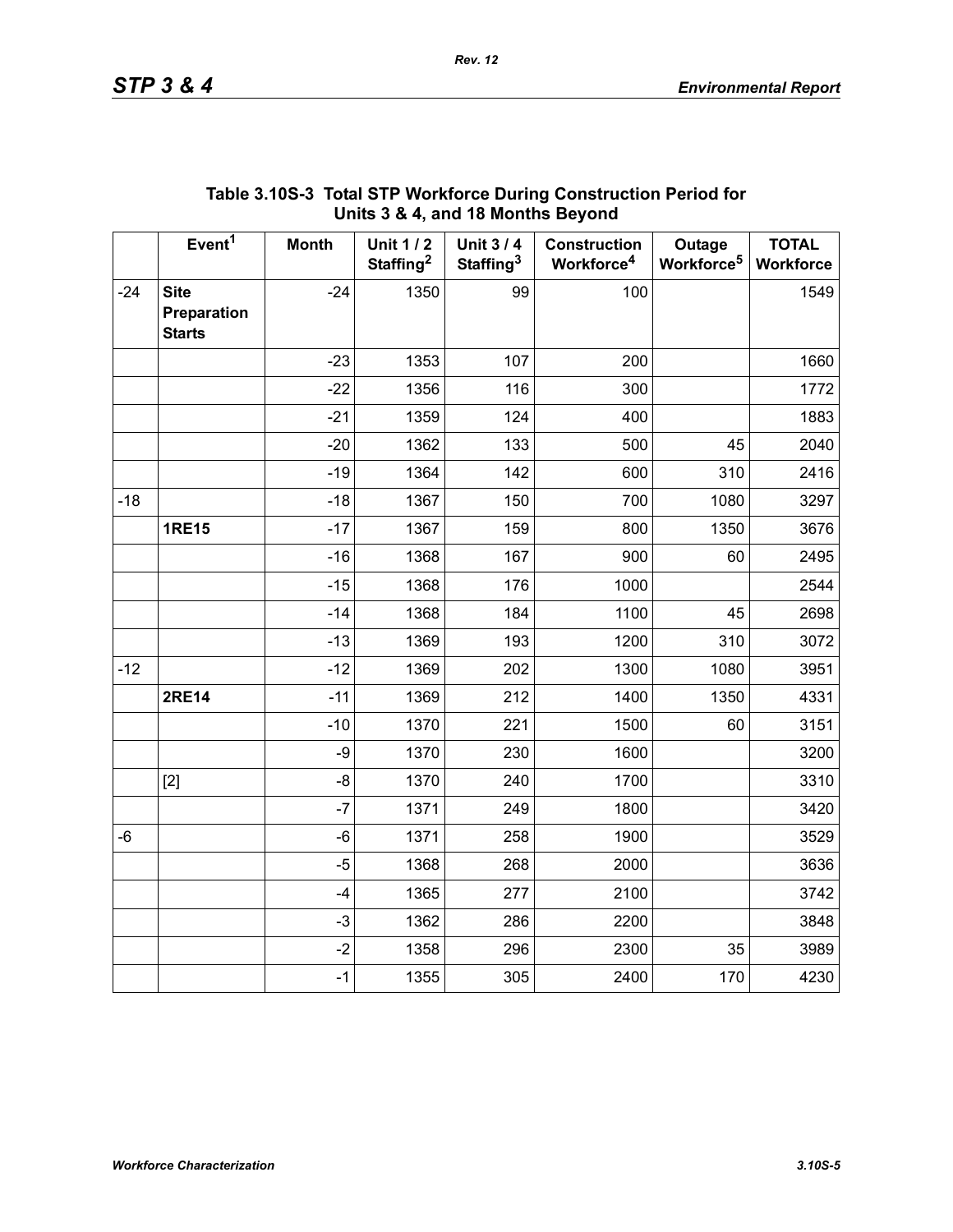### Table 3.10S-3 Total STP Workforce During Construction Period for Units 3 & 4, and 18 Months Beyond

| | Event[1] | Month | Unit 1 / 2 Staffing[2] | Unit 3 / 4 Staffing[3] | Construction Workforce[4] | Outage Workforce[5] | TOTAL Workforce |
|---|---|---|---|---|---|---|---|
| -24 | **Site Preparation Starts** | -24 | 1350 | 99 | 100 | | 1549 |
| | | -23 | 1353 | 107 | 200 | | 1660 |
| | | -22 | 1356 | 116 | 300 | | 1772 |
| | | -21 | 1359 | 124 | 400 | | 1883 |
| | | -20 | 1362 | 133 | 500 | 45 | 2040 |
| | | -19 | 1364 | 142 | 600 | 310 | 2416 |
| -18 | | -18 | 1367 | 150 | 700 | 1080 | 3297 |
| | **1RE15** | -17 | 1367 | 159 | 800 | 1350 | 3676 |
| | | -16 | 1368 | 167 | 900 | 60 | 2495 |
| | | -15 | 1368 | 176 | 1000 | | 2544 |
| | | -14 | 1368 | 184 | 1100 | 45 | 2698 |
| | | -13 | 1369 | 193 | 1200 | 310 | 3072 |
| -12 | | -12 | 1369 | 202 | 1300 | 1080 | 3951 |
| | **2RE14** | -11 | 1369 | 212 | 1400 | 1350 | 4331 |
| | | -10 | 1370 | 221 | 1500 | 60 | 3151 |
| | | -9 | 1370 | 230 | 1600 | | 3200 |
| | [2] | -8 | 1370 | 240 | 1700 | | 3310 |
| | | -7 | 1371 | 249 | 1800 | | 3420 |
| -6 | | -6 | 1371 | 258 | 1900 | | 3529 |
| | | -5 | 1368 | 268 | 2000 | | 3636 |
| | | -4 | 1365 | 277 | 2100 | | 3742 |
| | | -3 | 1362 | 286 | 2200 | | 3848 |
| | | -2 | 1358 | 296 | 2300 | 35 | 3989 |
| | | -1 | 1355 | 305 | 2400 | 170 | 4230 |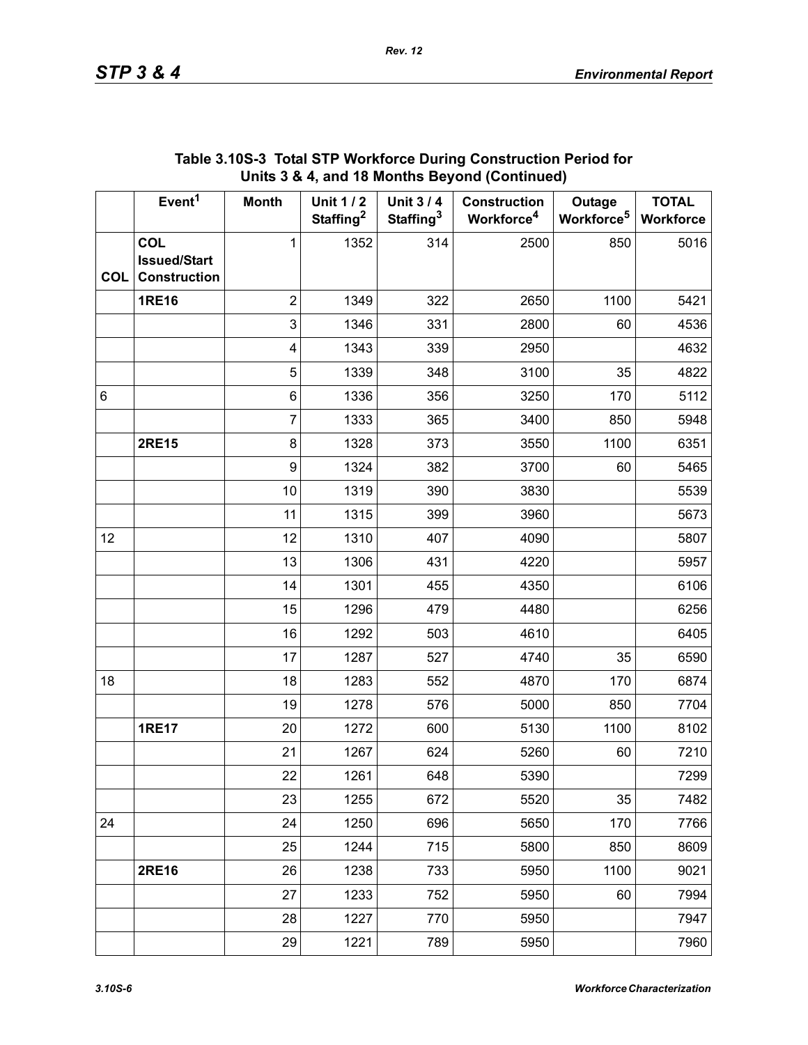### Table 3.10S-3 Total STP Workforce During Construction Period for Units 3 & 4, and 18 Months Beyond (Continued)

| | Event[1] | Month | Unit 1 / 2 Staffing[2] | Unit 3 / 4 Staffing[3] | Construction Workforce[4] | Outage Workforce[5] | TOTAL Workforce |
|---|---|---|---|---|---|---|---|
| COL | **COL Issued/Start Construction** | 1 | 1352 | 314 | 2500 | 850 | 5016 |
| | **1RE16** | 2 | 1349 | 322 | 2650 | 1100 | 5421 |
| | | 3 | 1346 | 331 | 2800 | 60 | 4536 |
| | | 4 | 1343 | 339 | 2950 | | 4632 |
| | | 5 | 1339 | 348 | 3100 | 35 | 4822 |
| 6 | | 6 | 1336 | 356 | 3250 | 170 | 5112 |
| | | 7 | 1333 | 365 | 3400 | 850 | 5948 |
| | **2RE15** | 8 | 1328 | 373 | 3550 | 1100 | 6351 |
| | | 9 | 1324 | 382 | 3700 | 60 | 5465 |
| | | 10 | 1319 | 390 | 3830 | | 5539 |
| | | 11 | 1315 | 399 | 3960 | | 5673 |
| 12 | | 12 | 1310 | 407 | 4090 | | 5807 |
| | | 13 | 1306 | 431 | 4220 | | 5957 |
| | | 14 | 1301 | 455 | 4350 | | 6106 |
| | | 15 | 1296 | 479 | 4480 | | 6256 |
| | | 16 | 1292 | 503 | 4610 | | 6405 |
| | | 17 | 1287 | 527 | 4740 | 35 | 6590 |
| 18 | | 18 | 1283 | 552 | 4870 | 170 | 6874 |
| | | 19 | 1278 | 576 | 5000 | 850 | 7704 |
| | **1RE17** | 20 | 1272 | 600 | 5130 | 1100 | 8102 |
| | | 21 | 1267 | 624 | 5260 | 60 | 7210 |
| | | 22 | 1261 | 648 | 5390 | | 7299 |
| | | 23 | 1255 | 672 | 5520 | 35 | 7482 |
| 24 | | 24 | 1250 | 696 | 5650 | 170 | 7766 |
| | | 25 | 1244 | 715 | 5800 | 850 | 8609 |
| | **2RE16** | 26 | 1238 | 733 | 5950 | 1100 | 9021 |
| | | 27 | 1233 | 752 | 5950 | 60 | 7994 |
| | | 28 | 1227 | 770 | 5950 | | 7947 |
| | | 29 | 1221 | 789 | 5950 | | 7960 |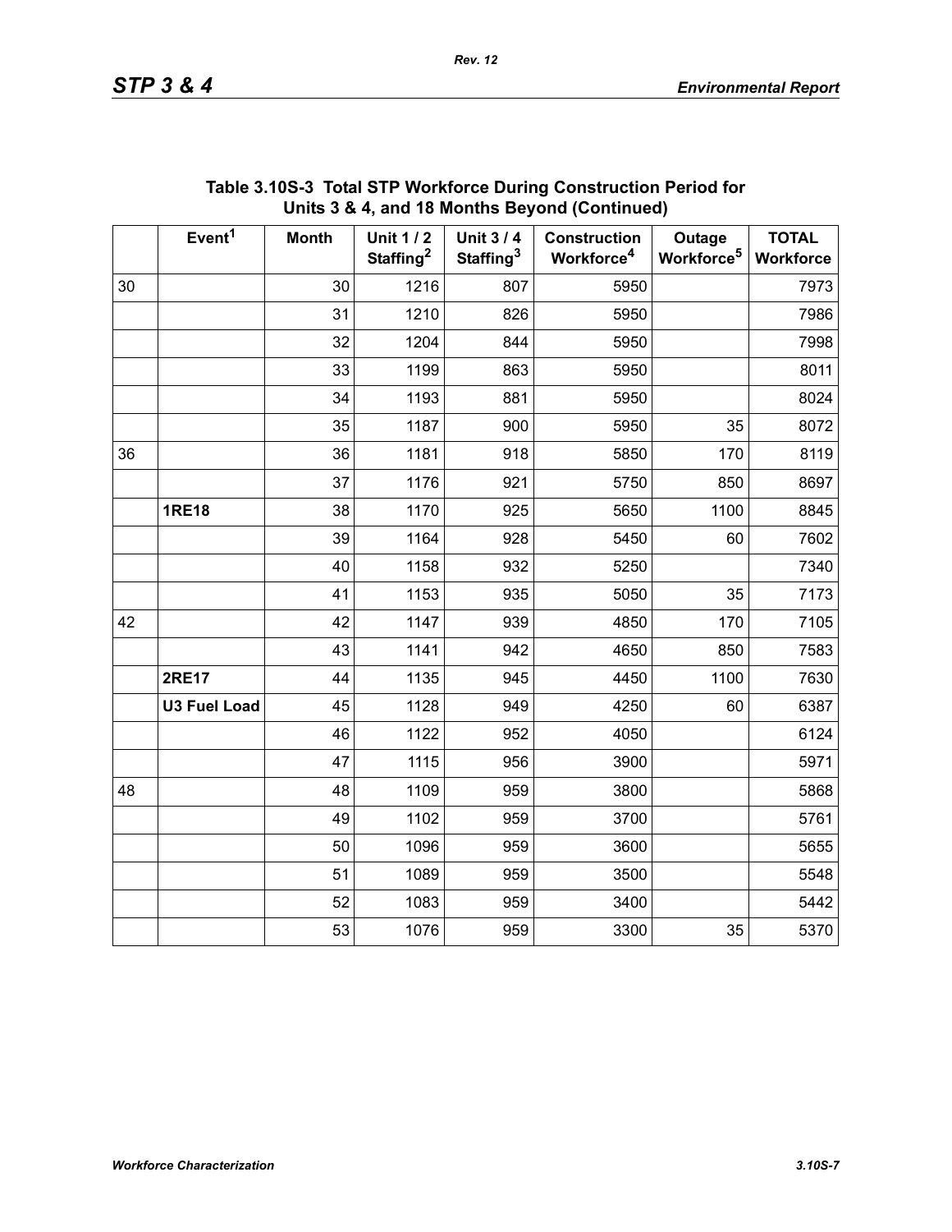Table 3.10S-3 Total STP Workforce During Construction Period for Units 3 & 4, and 18 Months Beyond (Continued)

| | Event[1] | Month | Unit 1 / 2 Staffing[2] | Unit 3 / 4 Staffing[3] | Construction Workforce[4] | Outage Workforce[5] | TOTAL Workforce |
|---|---|---|---|---|---|---|---|
| 30 | | 30 | 1216 | 807 | 5950 | | 7973 |
| | | 31 | 1210 | 826 | 5950 | | 7986 |
| | | 32 | 1204 | 844 | 5950 | | 7998 |
| | | 33 | 1199 | 863 | 5950 | | 8011 |
| | | 34 | 1193 | 881 | 5950 | | 8024 |
| | | 35 | 1187 | 900 | 5950 | 35 | 8072 |
| 36 | | 36 | 1181 | 918 | 5850 | 170 | 8119 |
| | | 37 | 1176 | 921 | 5750 | 850 | 8697 |
| | **1RE18** | 38 | 1170 | 925 | 5650 | 1100 | 8845 |
| | | 39 | 1164 | 928 | 5450 | 60 | 7602 |
| | | 40 | 1158 | 932 | 5250 | | 7340 |
| | | 41 | 1153 | 935 | 5050 | 35 | 7173 |
| 42 | | 42 | 1147 | 939 | 4850 | 170 | 7105 |
| | | 43 | 1141 | 942 | 4650 | 850 | 7583 |
| | **2RE17** | 44 | 1135 | 945 | 4450 | 1100 | 7630 |
| | **U3 Fuel Load** | 45 | 1128 | 949 | 4250 | 60 | 6387 |
| | | 46 | 1122 | 952 | 4050 | | 6124 |
| | | 47 | 1115 | 956 | 3900 | | 5971 |
| 48 | | 48 | 1109 | 959 | 3800 | | 5868 |
| | | 49 | 1102 | 959 | 3700 | | 5761 |
| | | 50 | 1096 | 959 | 3600 | | 5655 |
| | | 51 | 1089 | 959 | 3500 | | 5548 |
| | | 52 | 1083 | 959 | 3400 | | 5442 |
| | | 53 | 1076 | 959 | 3300 | 35 | 5370 |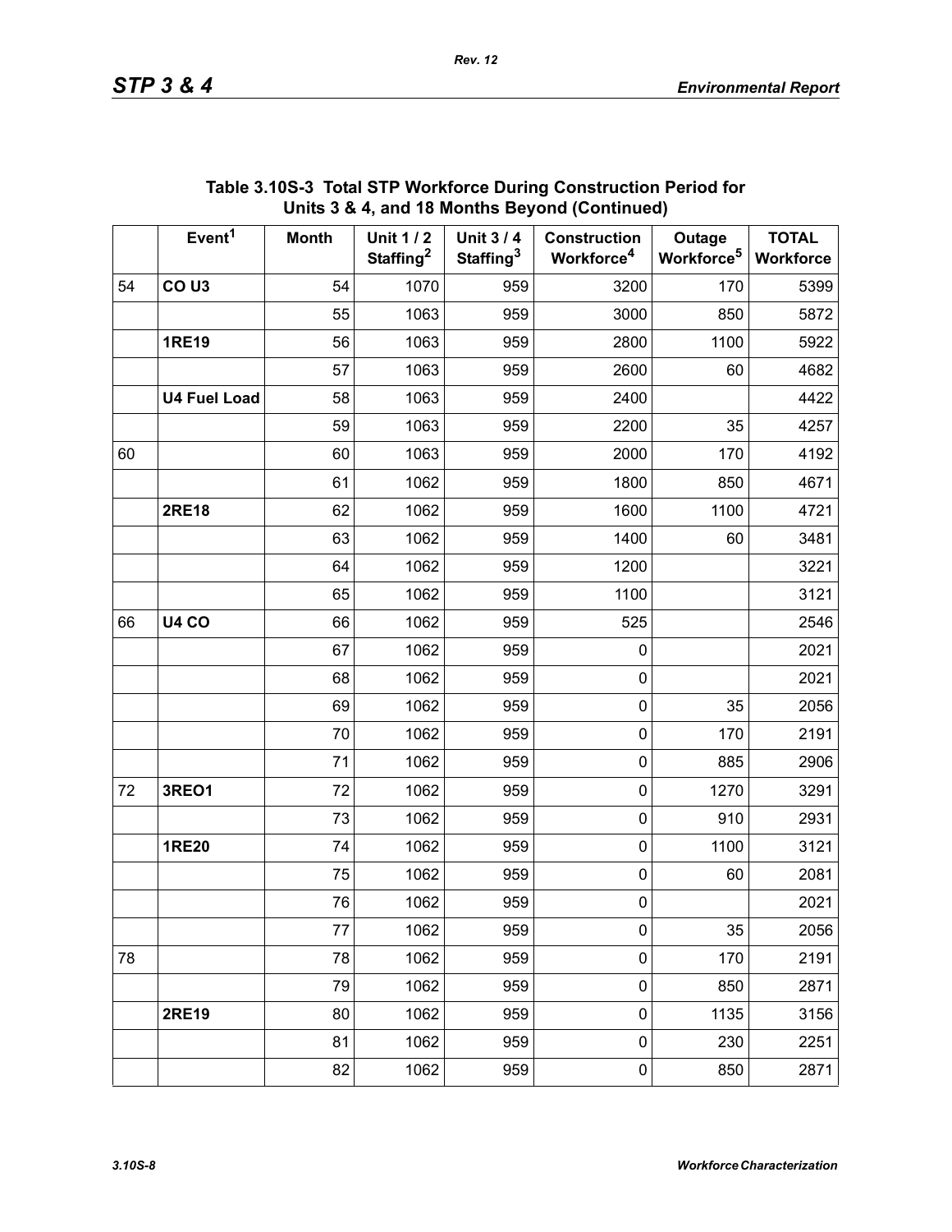## Table 3.10S-3 Total STP Workforce During Construction Period for Units 3 & 4, and 18 Months Beyond (Continued)

| | Event[1] | Month | Unit 1 / 2 Staffing[2] | Unit 3 / 4 Staffing[3] | Construction Workforce[4] | Outage Workforce[5] | TOTAL Workforce |
|---|---|---|---|---|---|---|---|
| 54 | **CO U3** | 54 | 1070 | 959 | 3200 | 170 | 5399 |
| | | 55 | 1063 | 959 | 3000 | 850 | 5872 |
| | **1RE19** | 56 | 1063 | 959 | 2800 | 1100 | 5922 |
| | | 57 | 1063 | 959 | 2600 | 60 | 4682 |
| | **U4 Fuel Load** | 58 | 1063 | 959 | 2400 | | 4422 |
| | | 59 | 1063 | 959 | 2200 | 35 | 4257 |
| 60 | | 60 | 1063 | 959 | 2000 | 170 | 4192 |
| | | 61 | 1062 | 959 | 1800 | 850 | 4671 |
| | **2RE18** | 62 | 1062 | 959 | 1600 | 1100 | 4721 |
| | | 63 | 1062 | 959 | 1400 | 60 | 3481 |
| | | 64 | 1062 | 959 | 1200 | | 3221 |
| | | 65 | 1062 | 959 | 1100 | | 3121 |
| 66 | **U4 CO** | 66 | 1062 | 959 | 525 | | 2546 |
| | | 67 | 1062 | 959 | 0 | | 2021 |
| | | 68 | 1062 | 959 | 0 | | 2021 |
| | | 69 | 1062 | 959 | 0 | 35 | 2056 |
| | | 70 | 1062 | 959 | 0 | 170 | 2191 |
| | | 71 | 1062 | 959 | 0 | 885 | 2906 |
| 72 | **3REO1** | 72 | 1062 | 959 | 0 | 1270 | 3291 |
| | | 73 | 1062 | 959 | 0 | 910 | 2931 |
| | **1RE20** | 74 | 1062 | 959 | 0 | 1100 | 3121 |
| | | 75 | 1062 | 959 | 0 | 60 | 2081 |
| | | 76 | 1062 | 959 | 0 | | 2021 |
| | | 77 | 1062 | 959 | 0 | 35 | 2056 |
| 78 | | 78 | 1062 | 959 | 0 | 170 | 2191 |
| | | 79 | 1062 | 959 | 0 | 850 | 2871 |
| | **2RE19** | 80 | 1062 | 959 | 0 | 1135 | 3156 |
| | | 81 | 1062 | 959 | 0 | 230 | 2251 |
| | | 82 | 1062 | 959 | 0 | 850 | 2871 |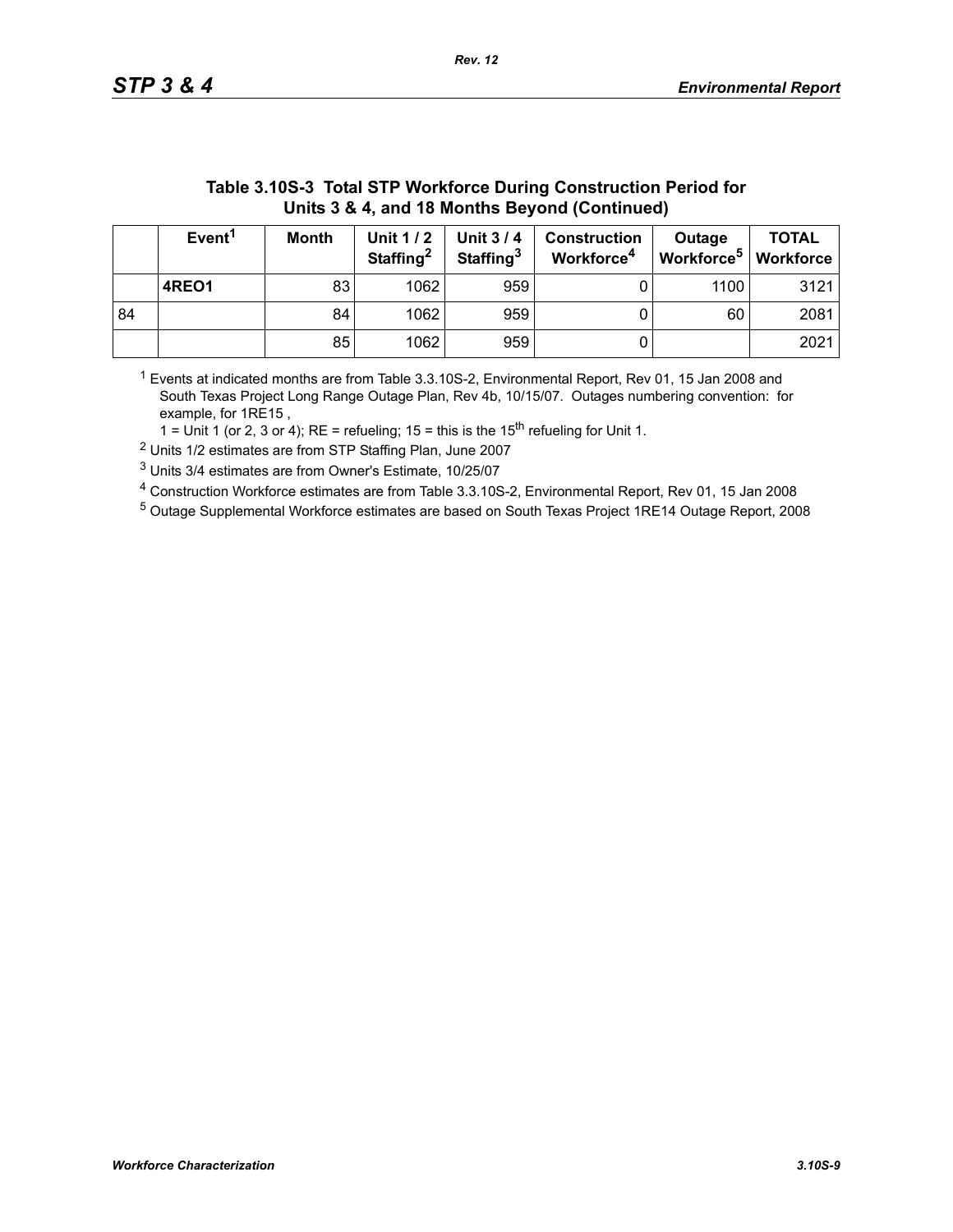**Table 3.10S-3 Total STP Workforce During Construction Period for Units 3 & 4, and 18 Months Beyond (Continued)**

| | Event[1] | Month | Unit 1 / 2 Staffing[2] | Unit 3 / 4 Staffing[3] | Construction Workforce[4] | Outage Workforce[5] | TOTAL Workforce |
|---|---|---|---|---|---|---|---|
| | **4REO1** | 83 | 1062 | 959 | 0 | 1100 | 3121 |
| 84 | | 84 | 1062 | 959 | 0 | 60 | 2081 |
| | | 85 | 1062 | 959 | 0 | | 2021 |

[1] Events at indicated months are from Table 3.3.10S-2, Environmental Report, Rev 01, 15 Jan 2008 and South Texas Project Long Range Outage Plan, Rev 4b, 10/15/07. Outages numbering convention: for example, for 1RE15 ,
1 = Unit 1 (or 2, 3 or 4); RE = refueling; 15 = this is the 15th refueling for Unit 1.

[2] Units 1/2 estimates are from STP Staffing Plan, June 2007

[3] Units 3/4 estimates are from Owner's Estimate, 10/25/07

[4] Construction Workforce estimates are from Table 3.3.10S-2, Environmental Report, Rev 01, 15 Jan 2008

[5] Outage Supplemental Workforce estimates are based on South Texas Project 1RE14 Outage Report, 2008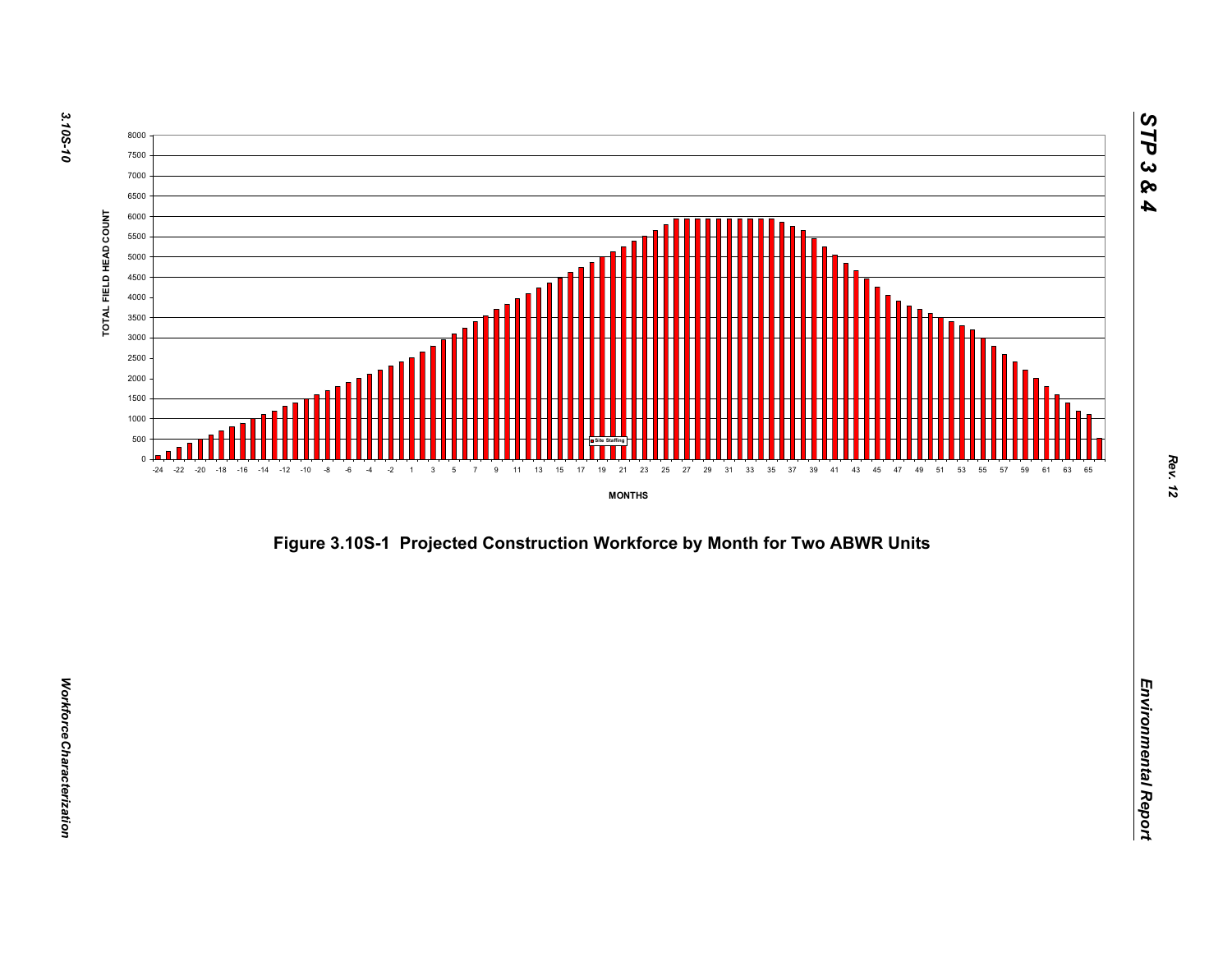Figure 3.10S-1 Projected Construction Workforce by Month for Two ABWR Units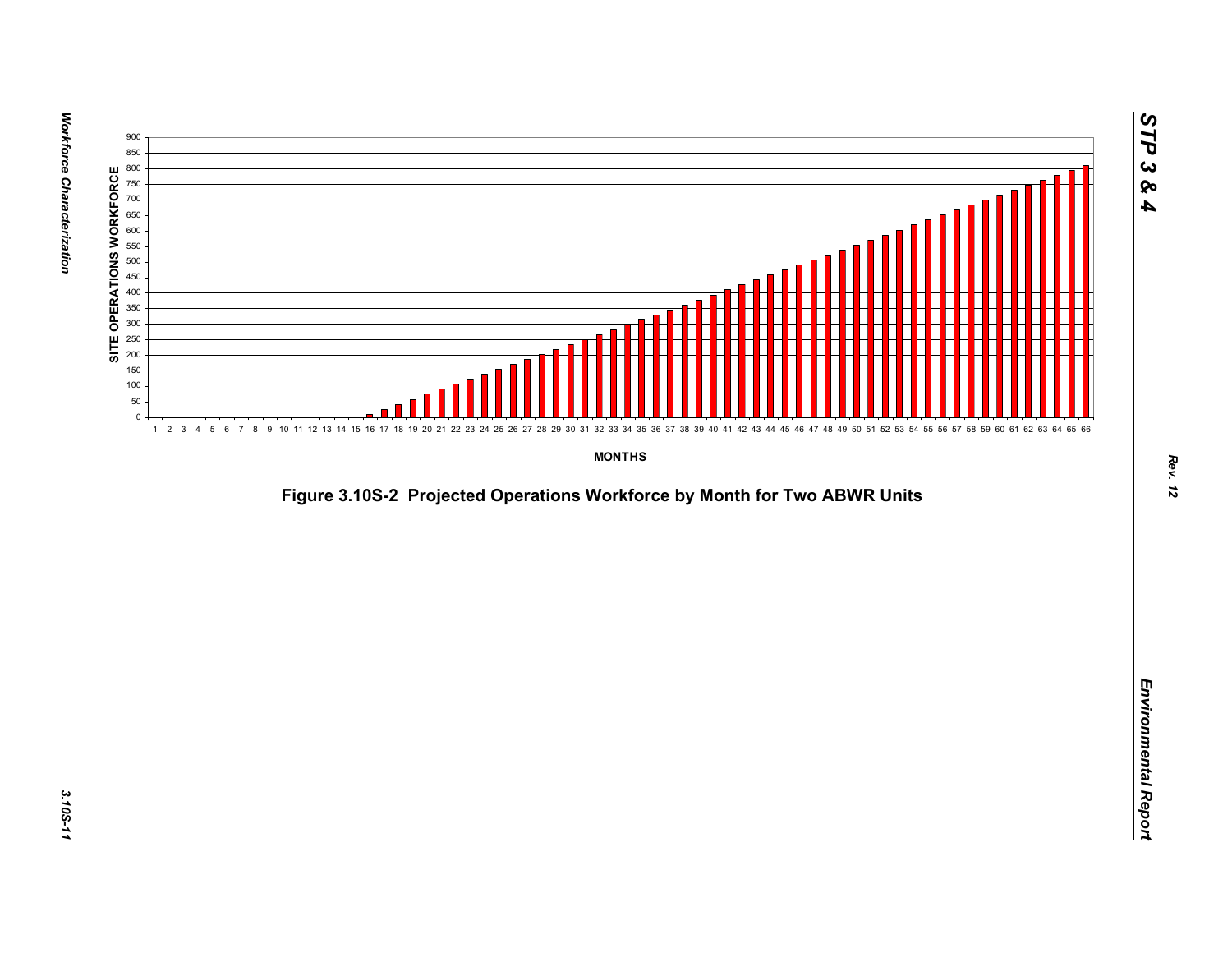Figure 3.10S-2 Projected Operations Workforce by Month for Two ABWR Units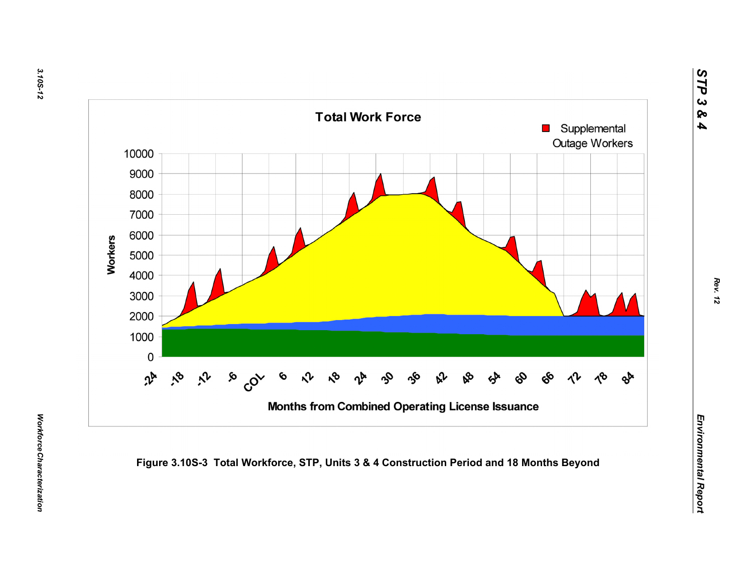Total Work Force

Supplemental Outage Workers

Workers

10000
9000
8000
7000
6000
5000
4000
3000
2000
1000
0

-24 -18 -12 -6 COL 6 12 18 24 30 36 42 48 54 60 66 72 78 84

Months from Combined Operating License Issuance

**Figure 3.10S-3 Total Workforce, STP, Units 3 & 4 Construction Period and 18 Months Beyond**